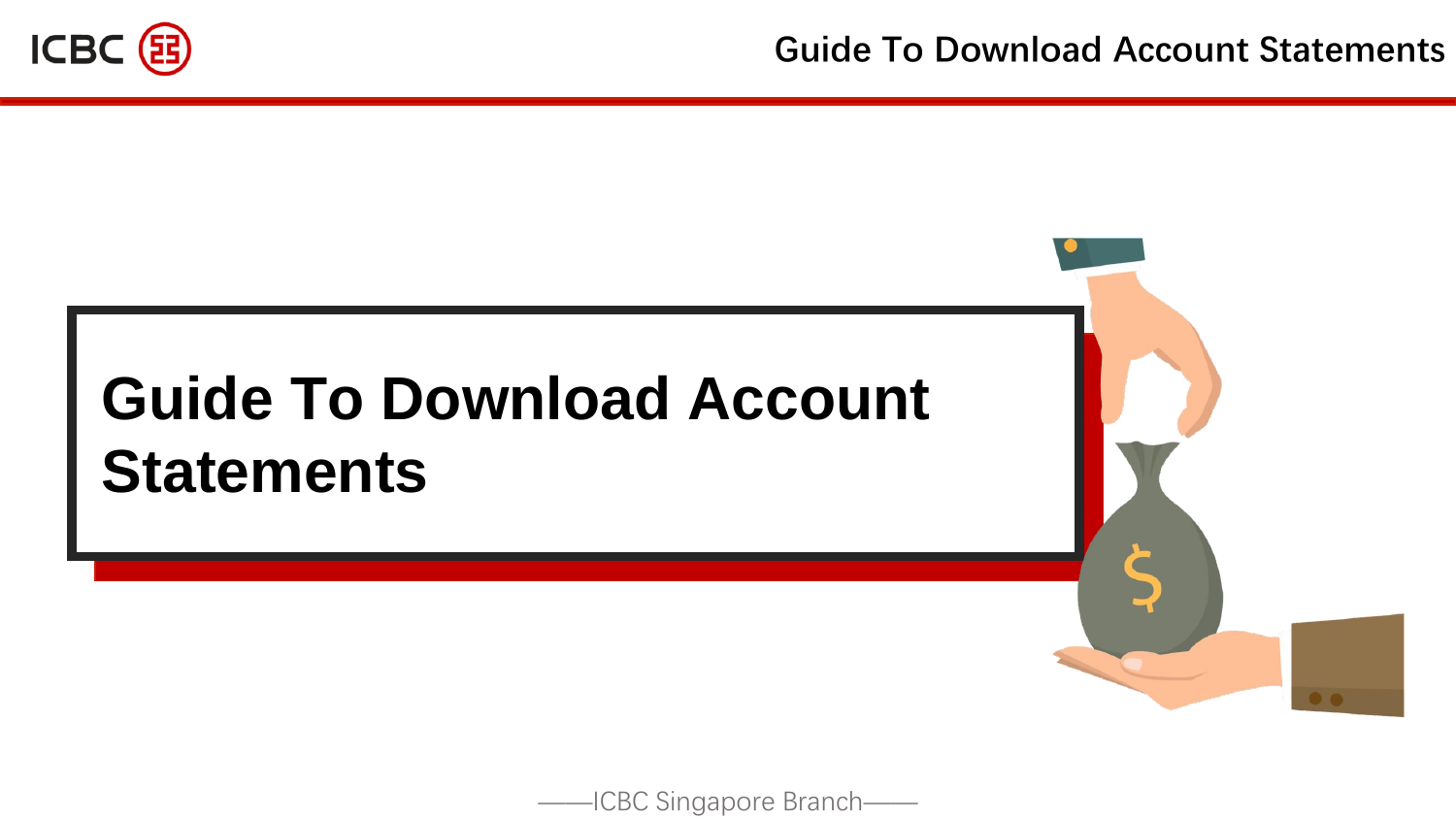# Guide To Download Account Statements

——ICBC Singapore Branch——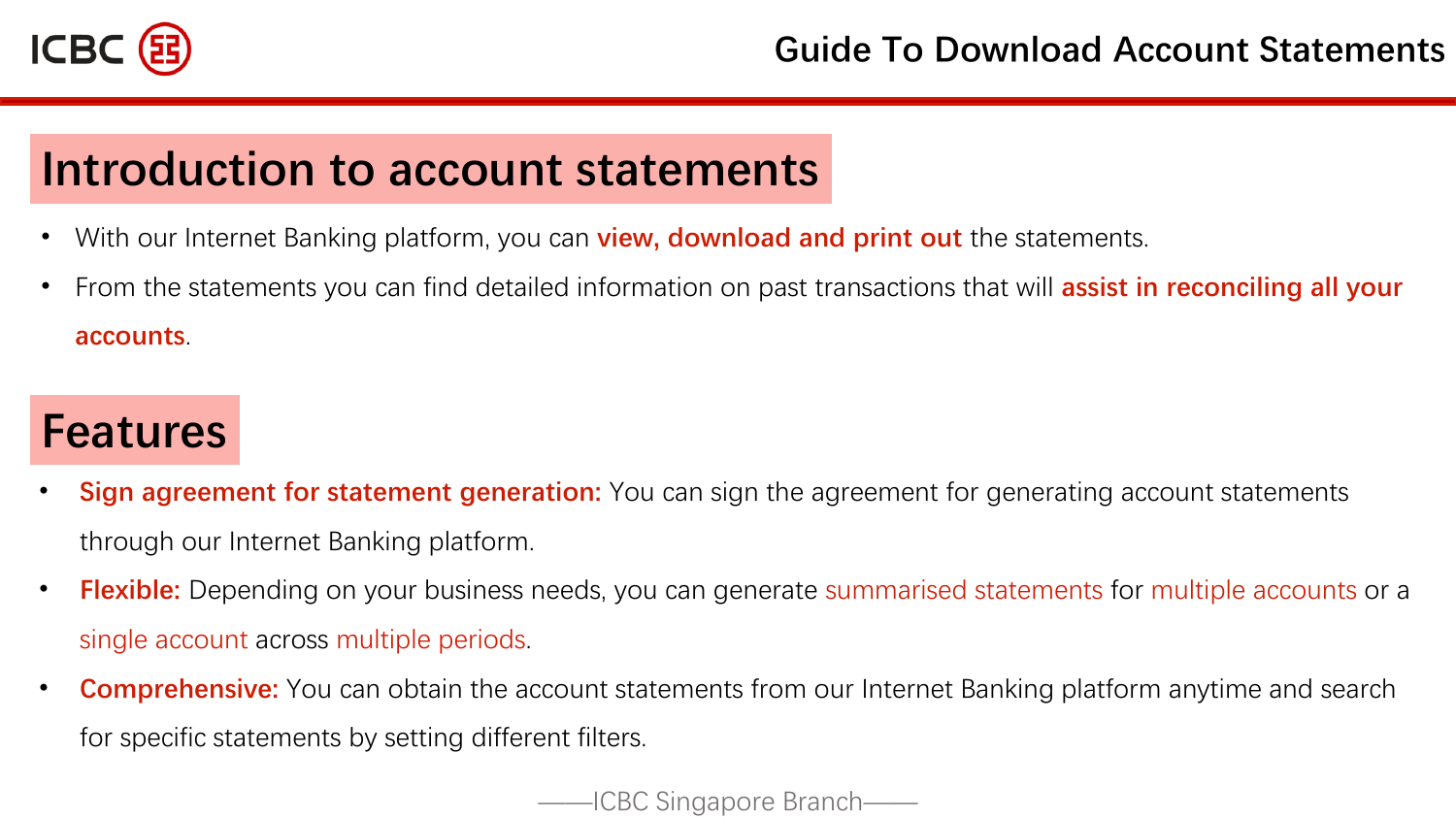## Introduction to account statements

- With our Internet Banking platform, you can **view, download and print out** the statements.
- From the statements you can find detailed information on past transactions that will **assist in reconciling all your accounts**.

## Features

- **Sign agreement for statement generation:** You can sign the agreement for generating account statements through our Internet Banking platform.
- **Flexible:** Depending on your business needs, you can generate summarised statements for multiple accounts or a single account across multiple periods.
- **Comprehensive:** You can obtain the account statements from our Internet Banking platform anytime and search for specific statements by setting different filters.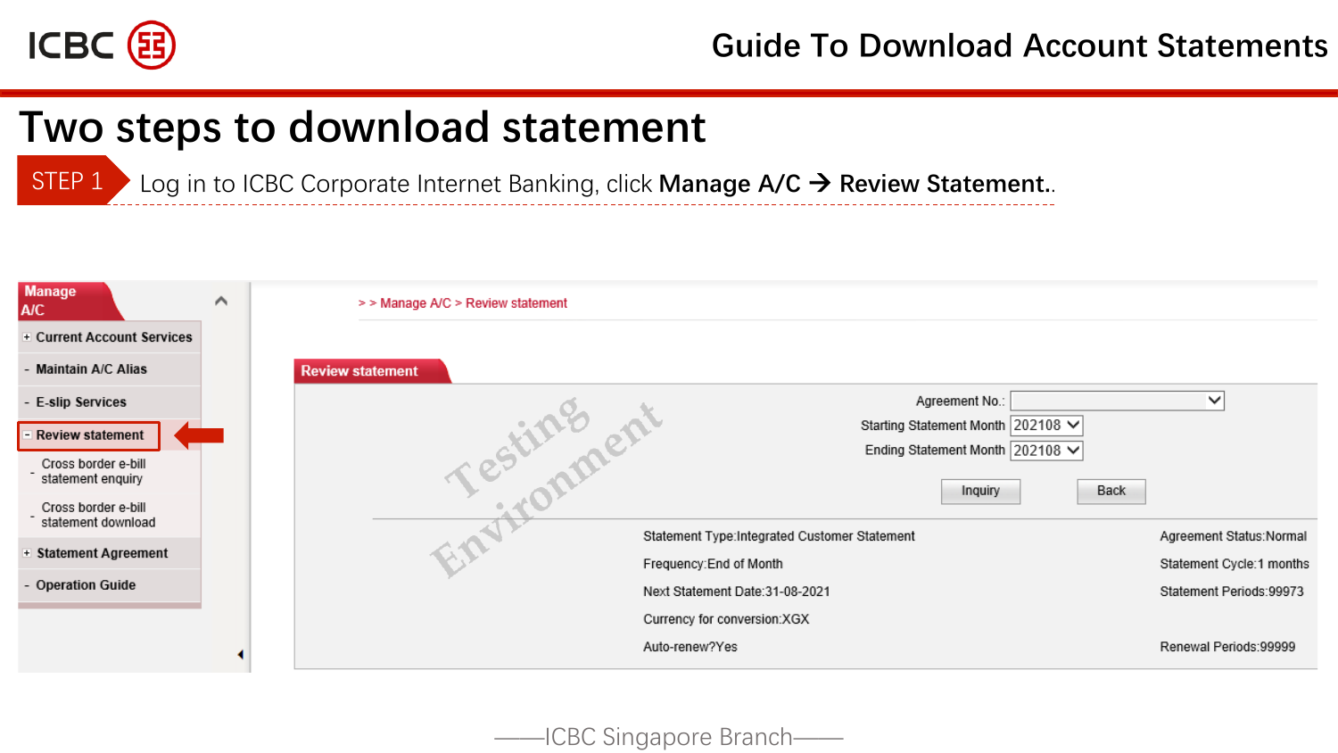# Two steps to download statement

**STEP 1** Log in to ICBC Corporate Internet Banking, click **Manage A/C → Review Statement.**.

Manage A/C

- Current Account Services
- Maintain A/C Alias
- E-slip Services
- Review statement
  - Cross border e-bill statement enquiry
  - Cross border e-bill statement download
- Statement Agreement
- Operation Guide

> > Manage A/C > Review statement

**Review statement**

Agreement No.:

Starting Statement Month 202108

Ending Statement Month 202108

Inquiry Back

Testing Environment

| | |
|---|---|
| Statement Type:Integrated Customer Statement | Agreement Status:Normal |
| Frequency:End of Month | Statement Cycle:1 months |
| Next Statement Date:31-08-2021 | Statement Periods:99973 |
| Currency for conversion:XGX | |
| Auto-renew?Yes | Renewal Periods:99999 |

——ICBC Singapore Branch——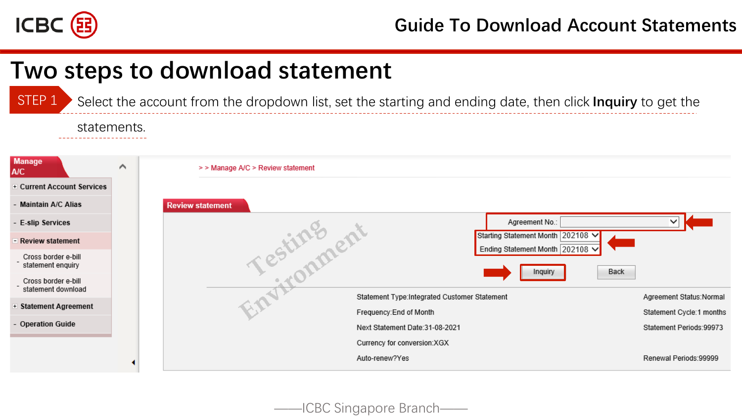# Two steps to download statement

**STEP 1** Select the account from the dropdown list, set the starting and ending date, then click **Inquiry** to get the statements.

Manage A/C

- Current Account Services
- Maintain A/C Alias
- E-slip Services
- Review statement
  - Cross border e-bill statement enquiry
  - Cross border e-bill statement download
- Statement Agreement
- Operation Guide

> > Manage A/C > Review statement

**Review statement**

Agreement No.:

Starting Statement Month 202108

Ending Statement Month 202108

Inquiry Back

Testing Environment

| | |
|---|---|
| Statement Type:Integrated Customer Statement | Agreement Status:Normal |
| Frequency:End of Month | Statement Cycle:1 months |
| Next Statement Date:31-08-2021 | Statement Periods:99973 |
| Currency for conversion:XGX | |
| Auto-renew?Yes | Renewal Periods:99999 |

——ICBC Singapore Branch——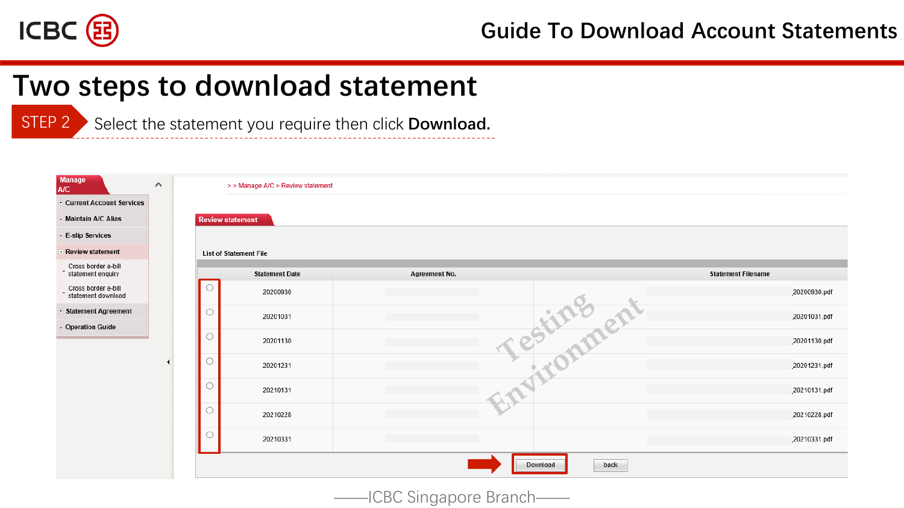# Two steps to download statement

**STEP 2** Select the statement you require then click **Download.**

Manage A/C

- Current Account Services
- Maintain A/C Alias
- E-slip Services
- Review statement
  - Cross border e-bill statement enquiry
  - Cross border e-bill statement download
- Statement Agreement
- Operation Guide

> > Manage A/C > Review statement

**Review statement**

List of Statement File

| | Statement Date | Agreement No. | Statement Filename |
|---|---|---|---|
| ○ | 20200930 | | 20200930.pdf |
| ○ | 20201031 | | 20201031.pdf |
| ○ | 20201130 | | 20201130.pdf |
| ○ | 20201231 | | 20201231.pdf |
| ○ | 20210131 | | 20210131.pdf |
| ○ | 20210228 | | 20210228.pdf |
| ○ | 20210331 | | 20210331.pdf |

Download back

Testing Environment

——ICBC Singapore Branch——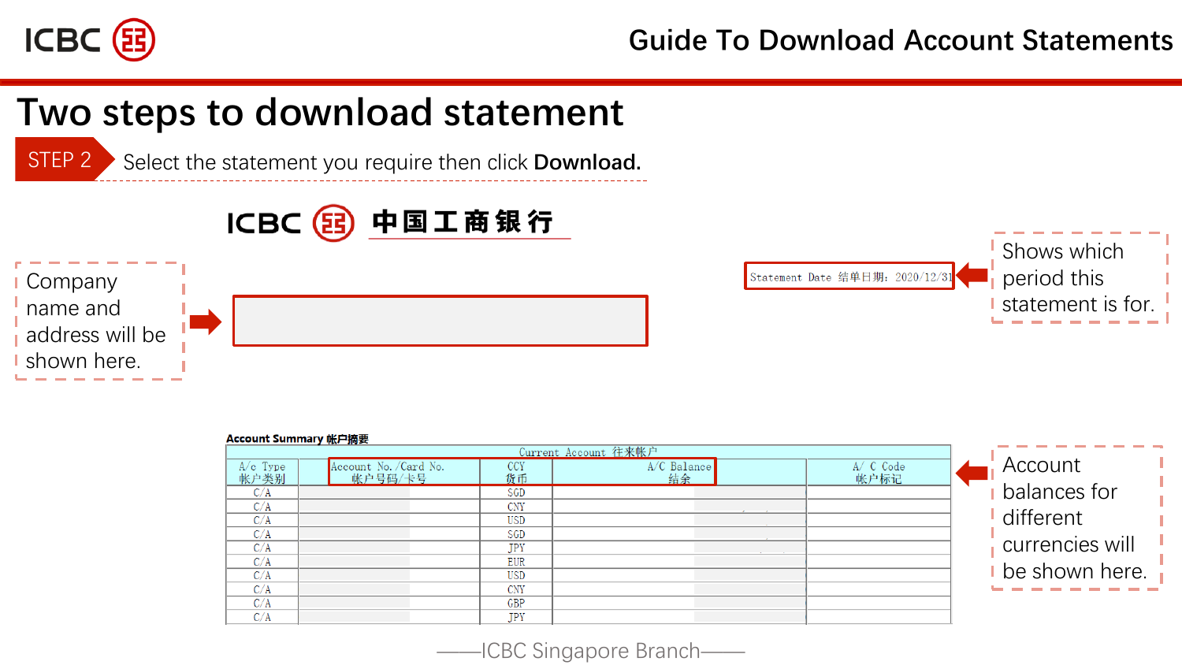# Two steps to download statement

STEP 2 Select the statement you require then click **Download.**

ICBC 中国工商银行

Company name and address will be shown here.

Statement Date 结单日期: 2020/12/31

Shows which period this statement is for.

**Account Summary 帐户摘要**

| Current Account 往来帐户 | | | | |
|---|---|---|---|---|
| A/c Type 帐户类别 | Account No./Card No. 帐户号码/卡号 | CCY 货币 | A/C Balance 结余 | A/ C Code 帐户标记 |
| C/A | | SGD | | |
| C/A | | CNY | | |
| C/A | | USD | | |
| C/A | | SGD | | |
| C/A | | JPY | | |
| C/A | | EUR | | |
| C/A | | USD | | |
| C/A | | CNY | | |
| C/A | | GBP | | |
| C/A | | JPY | | |

Account balances for different currencies will be shown here.

——ICBC Singapore Branch——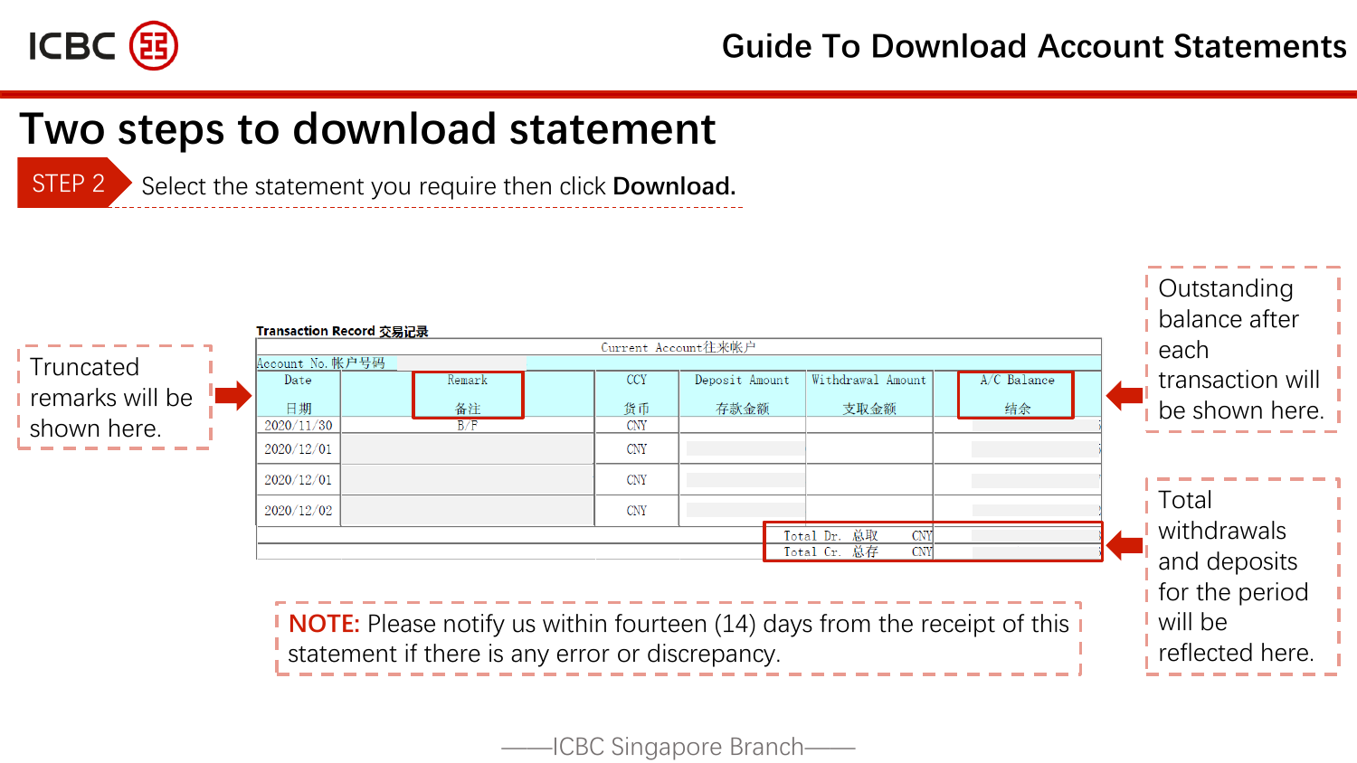# Two steps to download statement

**STEP 2** Select the statement you require then click **Download.**

Transaction Record 交易记录

| Current Account往来帐户 | | | | | |
|---|---|---|---|---|---|
| Account No. 帐户号码 | | | | | |
| Date 日期 | Remark 备注 | CCY 货币 | Deposit Amount 存款金额 | Withdrawal Amount 支取金额 | A/C Balance 结余 |
| 2020/11/30 | B/F | CNY | | | |
| 2020/12/01 | | CNY | | | |
| 2020/12/01 | | CNY | | | |
| 2020/12/02 | | CNY | | | |
| | | | Total Dr. 总取 CNY | | |
| | | | Total Cr. 总存 CNY | | |

Truncated remarks will be shown here.

Outstanding balance after each transaction will be shown here.

Total withdrawals and deposits for the period will be reflected here.

**NOTE:** Please notify us within fourteen (14) days from the receipt of this statement if there is any error or discrepancy.

——ICBC Singapore Branch——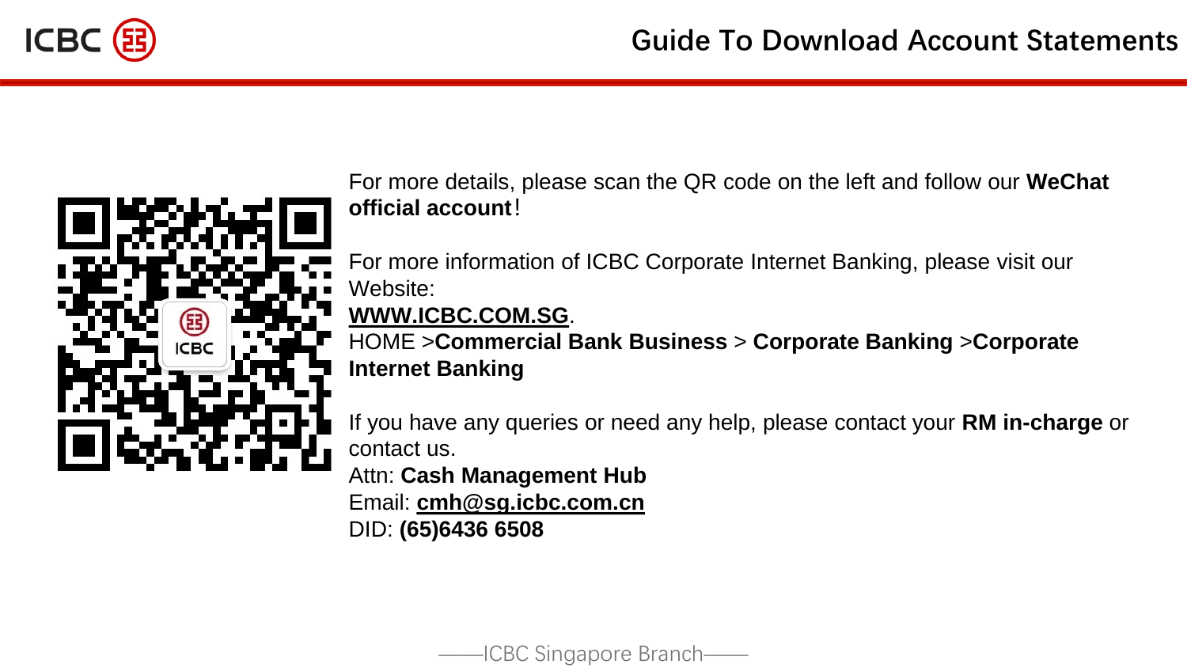For more details, please scan the QR code on the left and follow our **WeChat official account**!

For more information of ICBC Corporate Internet Banking, please visit our Website:
**WWW.ICBC.COM.SG**.
HOME >**Commercial Bank Business** > **Corporate Banking** >**Corporate Internet Banking**

If you have any queries or need any help, please contact your **RM in-charge** or contact us.
Attn: **Cash Management Hub**
Email: **cmh@sg.icbc.com.cn**
DID: **(65)6436 6508**